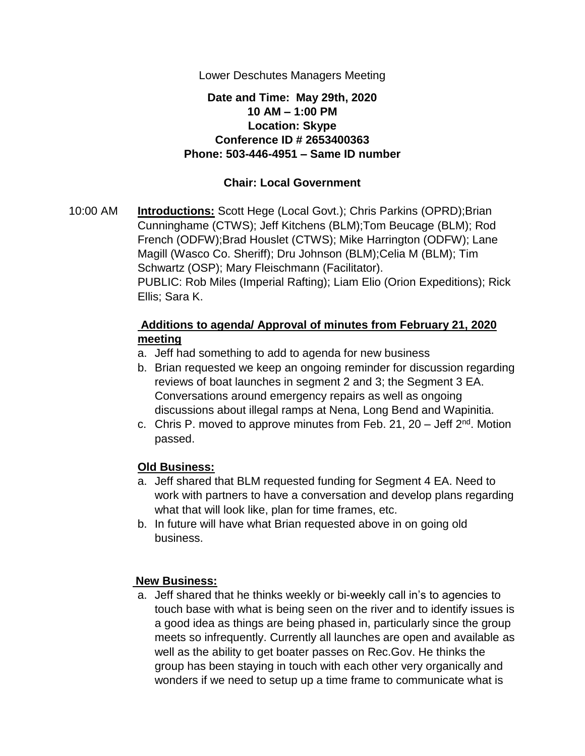Lower Deschutes Managers Meeting

**Date and Time: May 29th, 2020**
**10 AM – 1:00 PM**
**Location: Skype**
**Conference ID # 2653400363**
**Phone: 503-446-4951 – Same ID number**

**Chair: Local Government**

10:00 AM **Introductions:** Scott Hege (Local Govt.); Chris Parkins (OPRD);Brian Cunninghame (CTWS); Jeff Kitchens (BLM);Tom Beucage (BLM); Rod French (ODFW);Brad Houslet (CTWS); Mike Harrington (ODFW); Lane Magill (Wasco Co. Sheriff); Dru Johnson (BLM);Celia M (BLM); Tim Schwartz (OSP); Mary Fleischmann (Facilitator).
PUBLIC: Rob Miles (Imperial Rafting); Liam Elio (Orion Expeditions); Rick Ellis; Sara K.

**Additions to agenda/ Approval of minutes from February 21, 2020 meeting**

a. Jeff had something to add to agenda for new business
b. Brian requested we keep an ongoing reminder for discussion regarding reviews of boat launches in segment 2 and 3; the Segment 3 EA. Conversations around emergency repairs as well as ongoing discussions about illegal ramps at Nena, Long Bend and Wapinitia.
c. Chris P. moved to approve minutes from Feb. 21, 20 – Jeff 2nd. Motion passed.

**Old Business:**

a. Jeff shared that BLM requested funding for Segment 4 EA. Need to work with partners to have a conversation and develop plans regarding what that will look like, plan for time frames, etc.
b. In future will have what Brian requested above in on going old business.

**New Business:**

a. Jeff shared that he thinks weekly or bi-weekly call in's to agencies to touch base with what is being seen on the river and to identify issues is a good idea as things are being phased in, particularly since the group meets so infrequently. Currently all launches are open and available as well as the ability to get boater passes on Rec.Gov. He thinks the group has been staying in touch with each other very organically and wonders if we need to setup up a time frame to communicate what is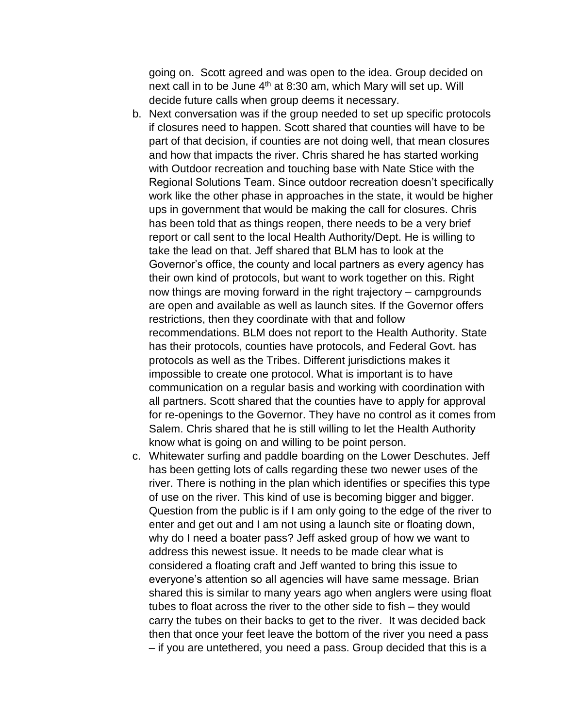going on. Scott agreed and was open to the idea. Group decided on next call in to be June 4th at 8:30 am, which Mary will set up. Will decide future calls when group deems it necessary.

b. Next conversation was if the group needed to set up specific protocols if closures need to happen. Scott shared that counties will have to be part of that decision, if counties are not doing well, that mean closures and how that impacts the river. Chris shared he has started working with Outdoor recreation and touching base with Nate Stice with the Regional Solutions Team. Since outdoor recreation doesn't specifically work like the other phase in approaches in the state, it would be higher ups in government that would be making the call for closures. Chris has been told that as things reopen, there needs to be a very brief report or call sent to the local Health Authority/Dept. He is willing to take the lead on that. Jeff shared that BLM has to look at the Governor's office, the county and local partners as every agency has their own kind of protocols, but want to work together on this. Right now things are moving forward in the right trajectory – campgrounds are open and available as well as launch sites. If the Governor offers restrictions, then they coordinate with that and follow recommendations. BLM does not report to the Health Authority. State has their protocols, counties have protocols, and Federal Govt. has protocols as well as the Tribes. Different jurisdictions makes it impossible to create one protocol. What is important is to have communication on a regular basis and working with coordination with all partners. Scott shared that the counties have to apply for approval for re-openings to the Governor. They have no control as it comes from Salem. Chris shared that he is still willing to let the Health Authority know what is going on and willing to be point person.

c. Whitewater surfing and paddle boarding on the Lower Deschutes. Jeff has been getting lots of calls regarding these two newer uses of the river. There is nothing in the plan which identifies or specifies this type of use on the river. This kind of use is becoming bigger and bigger. Question from the public is if I am only going to the edge of the river to enter and get out and I am not using a launch site or floating down, why do I need a boater pass? Jeff asked group of how we want to address this newest issue. It needs to be made clear what is considered a floating craft and Jeff wanted to bring this issue to everyone's attention so all agencies will have same message. Brian shared this is similar to many years ago when anglers were using float tubes to float across the river to the other side to fish – they would carry the tubes on their backs to get to the river. It was decided back then that once your feet leave the bottom of the river you need a pass – if you are untethered, you need a pass. Group decided that this is a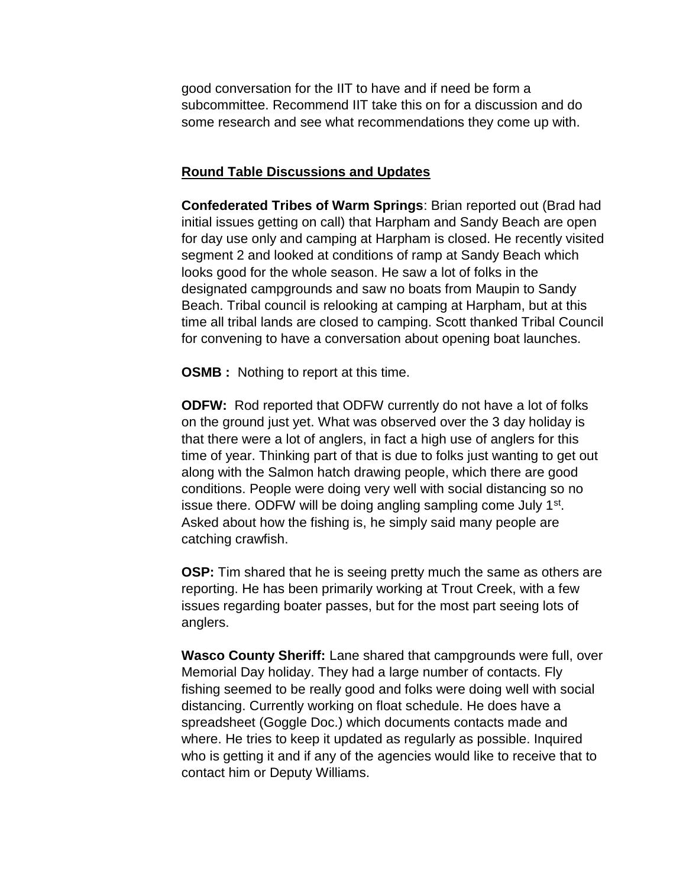good conversation for the IIT to have and if need be form a subcommittee. Recommend IIT take this on for a discussion and do some research and see what recommendations they come up with.

**Round Table Discussions and Updates**

**Confederated Tribes of Warm Springs**: Brian reported out (Brad had initial issues getting on call) that Harpham and Sandy Beach are open for day use only and camping at Harpham is closed. He recently visited segment 2 and looked at conditions of ramp at Sandy Beach which looks good for the whole season. He saw a lot of folks in the designated campgrounds and saw no boats from Maupin to Sandy Beach. Tribal council is relooking at camping at Harpham, but at this time all tribal lands are closed to camping. Scott thanked Tribal Council for convening to have a conversation about opening boat launches.

**OSMB :** Nothing to report at this time.

**ODFW:** Rod reported that ODFW currently do not have a lot of folks on the ground just yet. What was observed over the 3 day holiday is that there were a lot of anglers, in fact a high use of anglers for this time of year. Thinking part of that is due to folks just wanting to get out along with the Salmon hatch drawing people, which there are good conditions. People were doing very well with social distancing so no issue there. ODFW will be doing angling sampling come July 1st. Asked about how the fishing is, he simply said many people are catching crawfish.

**OSP:** Tim shared that he is seeing pretty much the same as others are reporting. He has been primarily working at Trout Creek, with a few issues regarding boater passes, but for the most part seeing lots of anglers.

**Wasco County Sheriff:** Lane shared that campgrounds were full, over Memorial Day holiday. They had a large number of contacts. Fly fishing seemed to be really good and folks were doing well with social distancing. Currently working on float schedule. He does have a spreadsheet (Goggle Doc.) which documents contacts made and where. He tries to keep it updated as regularly as possible. Inquired who is getting it and if any of the agencies would like to receive that to contact him or Deputy Williams.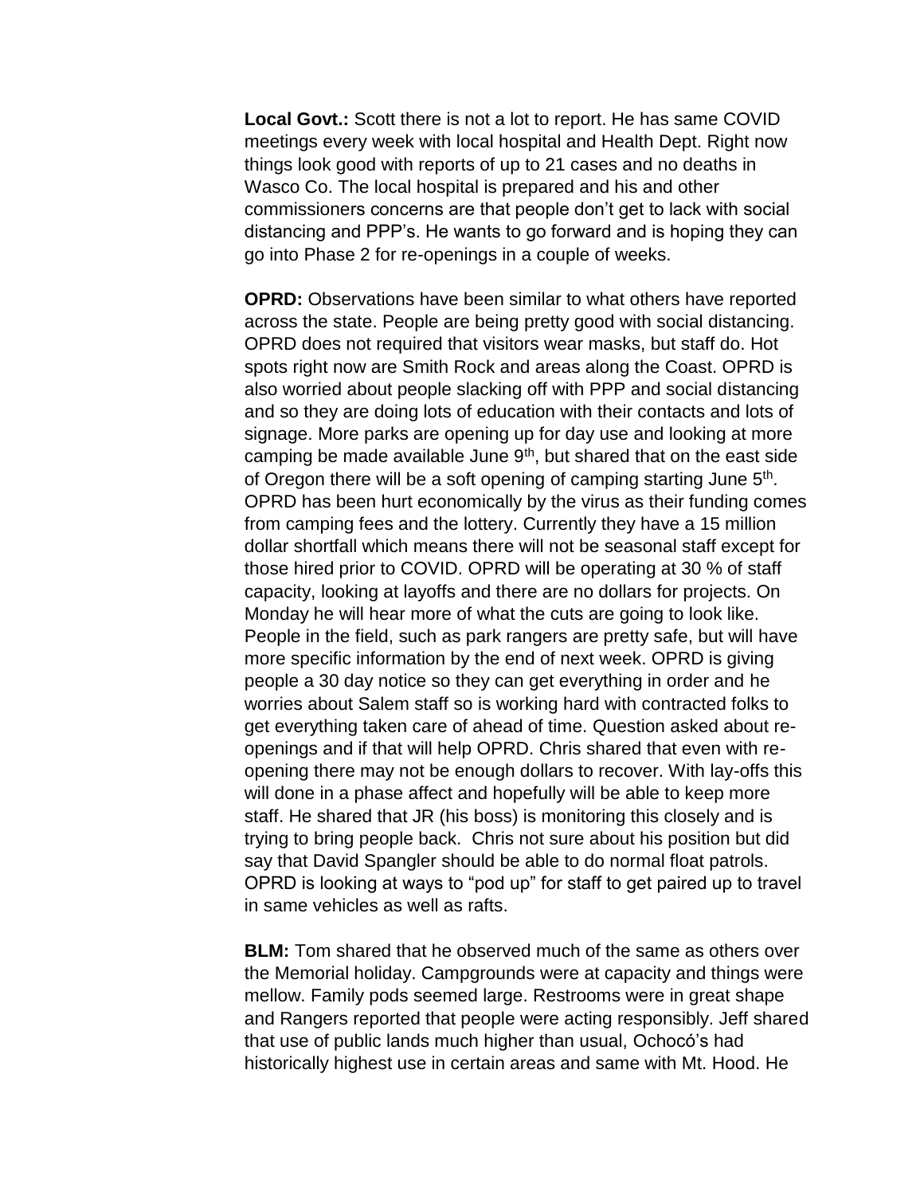**Local Govt.:** Scott there is not a lot to report. He has same COVID meetings every week with local hospital and Health Dept. Right now things look good with reports of up to 21 cases and no deaths in Wasco Co. The local hospital is prepared and his and other commissioners concerns are that people don't get to lack with social distancing and PPP's. He wants to go forward and is hoping they can go into Phase 2 for re-openings in a couple of weeks.

**OPRD:** Observations have been similar to what others have reported across the state. People are being pretty good with social distancing. OPRD does not required that visitors wear masks, but staff do. Hot spots right now are Smith Rock and areas along the Coast. OPRD is also worried about people slacking off with PPP and social distancing and so they are doing lots of education with their contacts and lots of signage. More parks are opening up for day use and looking at more camping be made available June 9th, but shared that on the east side of Oregon there will be a soft opening of camping starting June 5th. OPRD has been hurt economically by the virus as their funding comes from camping fees and the lottery. Currently they have a 15 million dollar shortfall which means there will not be seasonal staff except for those hired prior to COVID. OPRD will be operating at 30 % of staff capacity, looking at layoffs and there are no dollars for projects. On Monday he will hear more of what the cuts are going to look like. People in the field, such as park rangers are pretty safe, but will have more specific information by the end of next week. OPRD is giving people a 30 day notice so they can get everything in order and he worries about Salem staff so is working hard with contracted folks to get everything taken care of ahead of time. Question asked about re-openings and if that will help OPRD. Chris shared that even with re-opening there may not be enough dollars to recover. With lay-offs this will done in a phase affect and hopefully will be able to keep more staff. He shared that JR (his boss) is monitoring this closely and is trying to bring people back. Chris not sure about his position but did say that David Spangler should be able to do normal float patrols. OPRD is looking at ways to "pod up" for staff to get paired up to travel in same vehicles as well as rafts.

**BLM:** Tom shared that he observed much of the same as others over the Memorial holiday. Campgrounds were at capacity and things were mellow. Family pods seemed large. Restrooms were in great shape and Rangers reported that people were acting responsibly. Jeff shared that use of public lands much higher than usual, Ochocó's had historically highest use in certain areas and same with Mt. Hood. He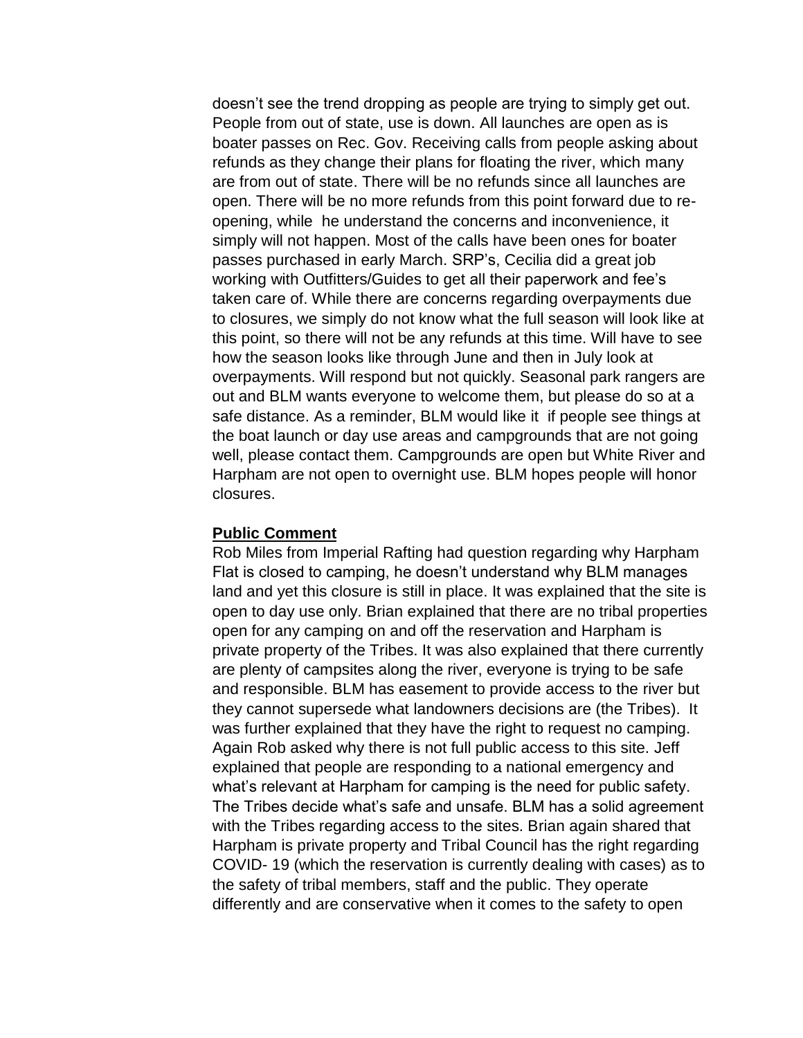doesn't see the trend dropping as people are trying to simply get out. People from out of state, use is down. All launches are open as is boater passes on Rec. Gov. Receiving calls from people asking about refunds as they change their plans for floating the river, which many are from out of state. There will be no refunds since all launches are open. There will be no more refunds from this point forward due to re-opening, while he understand the concerns and inconvenience, it simply will not happen. Most of the calls have been ones for boater passes purchased in early March. SRP's, Cecilia did a great job working with Outfitters/Guides to get all their paperwork and fee's taken care of. While there are concerns regarding overpayments due to closures, we simply do not know what the full season will look like at this point, so there will not be any refunds at this time. Will have to see how the season looks like through June and then in July look at overpayments. Will respond but not quickly. Seasonal park rangers are out and BLM wants everyone to welcome them, but please do so at a safe distance. As a reminder, BLM would like it if people see things at the boat launch or day use areas and campgrounds that are not going well, please contact them. Campgrounds are open but White River and Harpham are not open to overnight use. BLM hopes people will honor closures.

**Public Comment**

Rob Miles from Imperial Rafting had question regarding why Harpham Flat is closed to camping, he doesn't understand why BLM manages land and yet this closure is still in place. It was explained that the site is open to day use only. Brian explained that there are no tribal properties open for any camping on and off the reservation and Harpham is private property of the Tribes. It was also explained that there currently are plenty of campsites along the river, everyone is trying to be safe and responsible. BLM has easement to provide access to the river but they cannot supersede what landowners decisions are (the Tribes). It was further explained that they have the right to request no camping. Again Rob asked why there is not full public access to this site. Jeff explained that people are responding to a national emergency and what's relevant at Harpham for camping is the need for public safety. The Tribes decide what's safe and unsafe. BLM has a solid agreement with the Tribes regarding access to the sites. Brian again shared that Harpham is private property and Tribal Council has the right regarding COVID- 19 (which the reservation is currently dealing with cases) as to the safety of tribal members, staff and the public. They operate differently and are conservative when it comes to the safety to open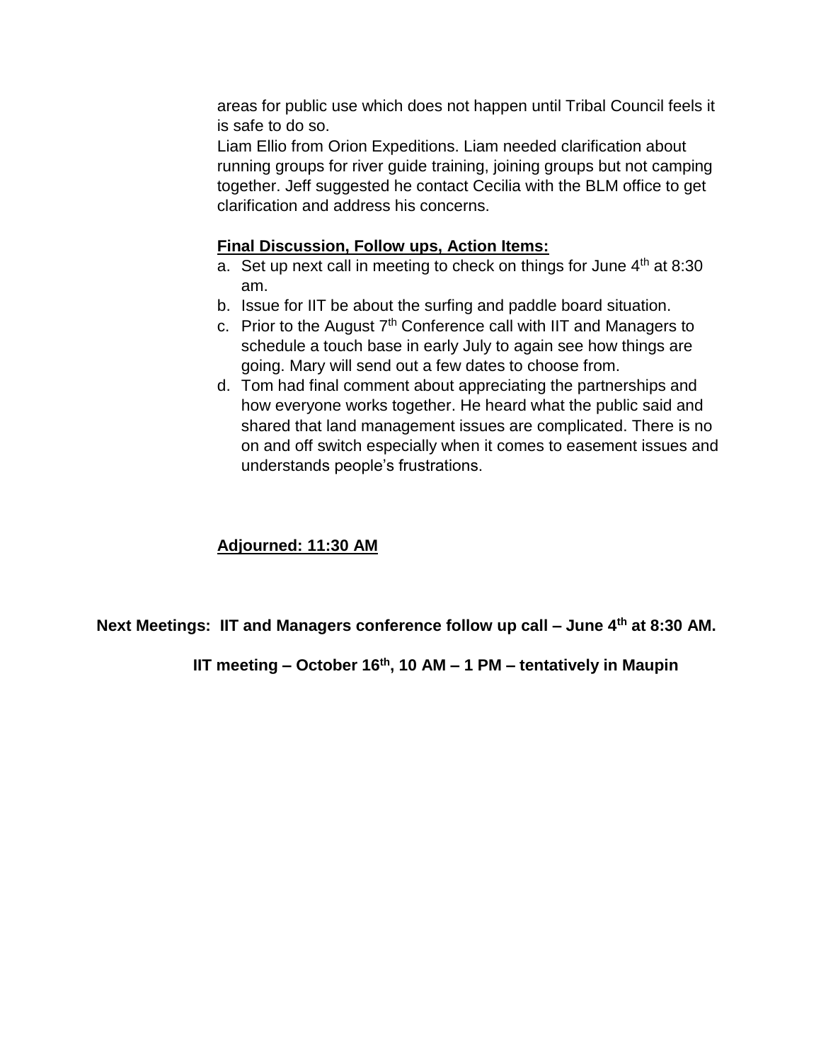areas for public use which does not happen until Tribal Council feels it is safe to do so.

Liam Ellio from Orion Expeditions. Liam needed clarification about running groups for river guide training, joining groups but not camping together. Jeff suggested he contact Cecilia with the BLM office to get clarification and address his concerns.

**Final Discussion, Follow ups, Action Items:**

a. Set up next call in meeting to check on things for June 4th at 8:30 am.
b. Issue for IIT be about the surfing and paddle board situation.
c. Prior to the August 7th Conference call with IIT and Managers to schedule a touch base in early July to again see how things are going. Mary will send out a few dates to choose from.
d. Tom had final comment about appreciating the partnerships and how everyone works together. He heard what the public said and shared that land management issues are complicated. There is no on and off switch especially when it comes to easement issues and understands people's frustrations.

**Adjourned: 11:30 AM**

**Next Meetings: IIT and Managers conference follow up call – June 4th at 8:30 AM.**

**IIT meeting – October 16th, 10 AM – 1 PM – tentatively in Maupin**